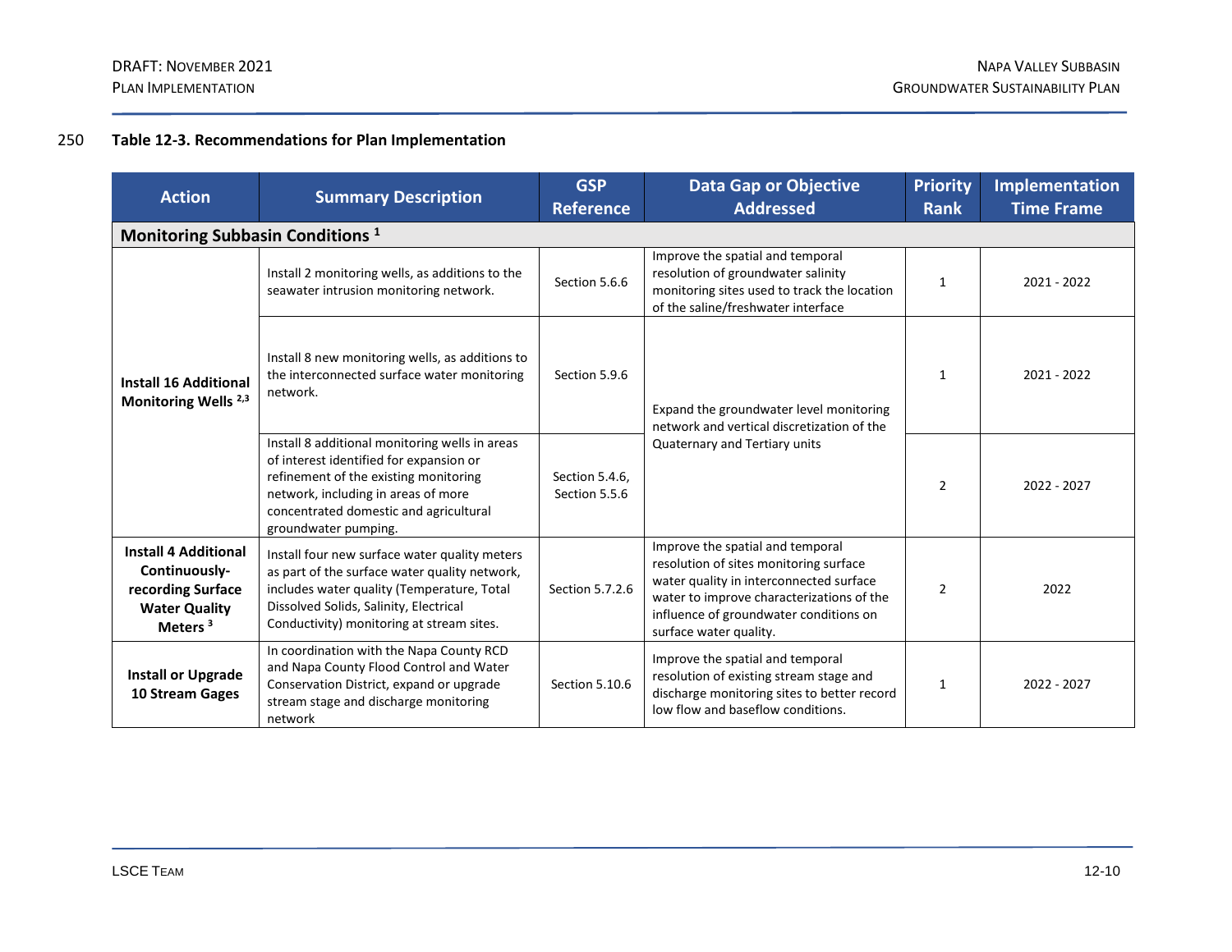**Table 12-3. Recommendations for Plan Implementation**

| Action | Summary Description | GSP Reference | Data Gap or Objective Addressed | Priority Rank | Implementation Time Frame |
|---|---|---|---|---|---|
| **Monitoring Subbasin Conditions [1]** | | | | | |
| **Install 16 Additional Monitoring Wells [2,3]** | Install 2 monitoring wells, as additions to the seawater intrusion monitoring network. | Section 5.6.6 | Improve the spatial and temporal resolution of groundwater salinity monitoring sites used to track the location of the saline/freshwater interface | 1 | 2021 - 2022 |
| | Install 8 new monitoring wells, as additions to the interconnected surface water monitoring network. | Section 5.9.6 | Expand the groundwater level monitoring network and vertical discretization of the Quaternary and Tertiary units | 1 | 2021 - 2022 |
| | Install 8 additional monitoring wells in areas of interest identified for expansion or refinement of the existing monitoring network, including in areas of more concentrated domestic and agricultural groundwater pumping. | Section 5.4.6, Section 5.5.6 | | 2 | 2022 - 2027 |
| **Install 4 Additional Continuously-recording Surface Water Quality Meters [3]** | Install four new surface water quality meters as part of the surface water quality network, includes water quality (Temperature, Total Dissolved Solids, Salinity, Electrical Conductivity) monitoring at stream sites. | Section 5.7.2.6 | Improve the spatial and temporal resolution of sites monitoring surface water quality in interconnected surface water to improve characterizations of the influence of groundwater conditions on surface water quality. | 2 | 2022 |
| **Install or Upgrade 10 Stream Gages** | In coordination with the Napa County RCD and Napa County Flood Control and Water Conservation District, expand or upgrade stream stage and discharge monitoring network | Section 5.10.6 | Improve the spatial and temporal resolution of existing stream stage and discharge monitoring sites to better record low flow and baseflow conditions. | 1 | 2022 - 2027 |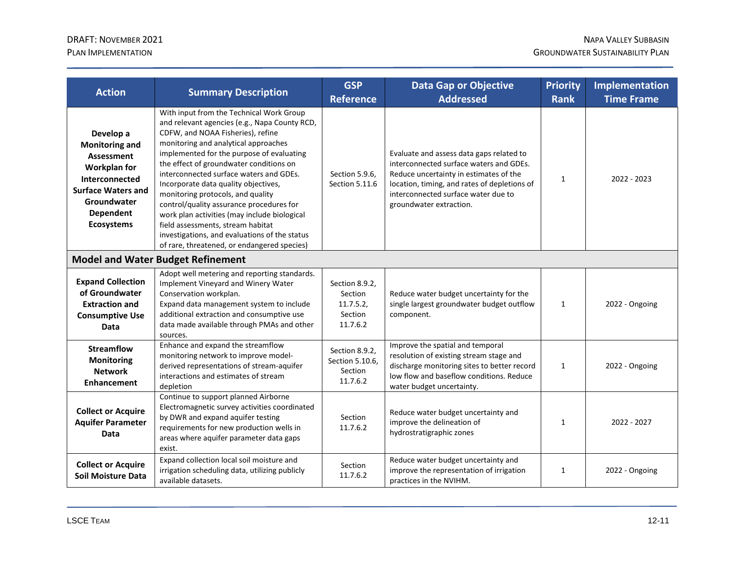| Action | Summary Description | GSP Reference | Data Gap or Objective Addressed | Priority Rank | Implementation Time Frame |
|---|---|---|---|---|---|
| **Develop a Monitoring and Assessment Workplan for Interconnected Surface Waters and Groundwater Dependent Ecosystems** | With input from the Technical Work Group and relevant agencies (e.g., Napa County RCD, CDFW, and NOAA Fisheries), refine monitoring and analytical approaches implemented for the purpose of evaluating the effect of groundwater conditions on interconnected surface waters and GDEs. Incorporate data quality objectives, monitoring protocols, and quality control/quality assurance procedures for work plan activities (may include biological field assessments, stream habitat investigations, and evaluations of the status of rare, threatened, or endangered species) | Section 5.9.6, Section 5.11.6 | Evaluate and assess data gaps related to interconnected surface waters and GDEs. Reduce uncertainty in estimates of the location, timing, and rates of depletions of interconnected surface water due to groundwater extraction. | 1 | 2022 - 2023 |
| **Model and Water Budget Refinement** | | | | | |
| **Expand Collection of Groundwater Extraction and Consumptive Use Data** | Adopt well metering and reporting standards. Implement Vineyard and Winery Water Conservation workplan. Expand data management system to include additional extraction and consumptive use data made available through PMAs and other sources. | Section 8.9.2, Section 11.7.5.2, Section 11.7.6.2 | Reduce water budget uncertainty for the single largest groundwater budget outflow component. | 1 | 2022 - Ongoing |
| **Streamflow Monitoring Network Enhancement** | Enhance and expand the streamflow monitoring network to improve model-derived representations of stream-aquifer interactions and estimates of stream depletion | Section 8.9.2, Section 5.10.6, Section 11.7.6.2 | Improve the spatial and temporal resolution of existing stream stage and discharge monitoring sites to better record low flow and baseflow conditions. Reduce water budget uncertainty. | 1 | 2022 - Ongoing |
| **Collect or Acquire Aquifer Parameter Data** | Continue to support planned Airborne Electromagnetic survey activities coordinated by DWR and expand aquifer testing requirements for new production wells in areas where aquifer parameter data gaps exist. | Section 11.7.6.2 | Reduce water budget uncertainty and improve the delineation of hydrostratigraphic zones | 1 | 2022 - 2027 |
| **Collect or Acquire Soil Moisture Data** | Expand collection local soil moisture and irrigation scheduling data, utilizing publicly available datasets. | Section 11.7.6.2 | Reduce water budget uncertainty and improve the representation of irrigation practices in the NVIHM. | 1 | 2022 - Ongoing |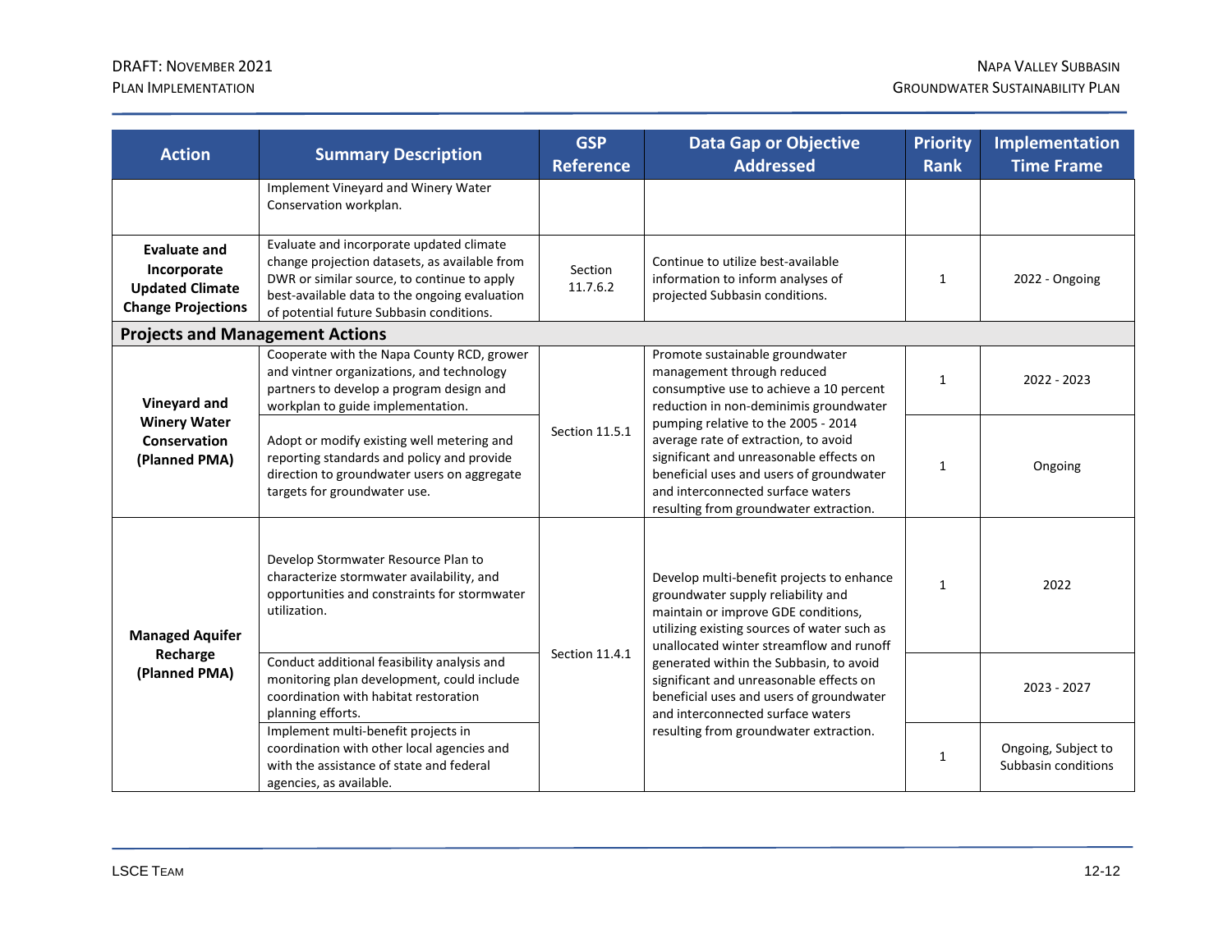| Action | Summary Description | GSP Reference | Data Gap or Objective Addressed | Priority Rank | Implementation Time Frame |
|---|---|---|---|---|---|
| | Implement Vineyard and Winery Water Conservation workplan. | | | | |
| **Evaluate and Incorporate Updated Climate Change Projections** | Evaluate and incorporate updated climate change projection datasets, as available from DWR or similar source, to continue to apply best-available data to the ongoing evaluation of potential future Subbasin conditions. | Section 11.7.6.2 | Continue to utilize best-available information to inform analyses of projected Subbasin conditions. | 1 | 2022 - Ongoing |
| **Projects and Management Actions** | | | | | |
| **Vineyard and Winery Water Conservation (Planned PMA)** | Cooperate with the Napa County RCD, grower and vintner organizations, and technology partners to develop a program design and workplan to guide implementation. | Section 11.5.1 | Promote sustainable groundwater management through reduced consumptive use to achieve a 10 percent reduction in non-deminimis groundwater pumping relative to the 2005 - 2014 average rate of extraction, to avoid significant and unreasonable effects on beneficial uses and users of groundwater and interconnected surface waters resulting from groundwater extraction. | 1 | 2022 - 2023 |
| | Adopt or modify existing well metering and reporting standards and policy and provide direction to groundwater users on aggregate targets for groundwater use. | | | 1 | Ongoing |
| **Managed Aquifer Recharge (Planned PMA)** | Develop Stormwater Resource Plan to characterize stormwater availability, and opportunities and constraints for stormwater utilization. | Section 11.4.1 | Develop multi-benefit projects to enhance groundwater supply reliability and maintain or improve GDE conditions, utilizing existing sources of water such as unallocated winter streamflow and runoff generated within the Subbasin, to avoid significant and unreasonable effects on beneficial uses and users of groundwater and interconnected surface waters resulting from groundwater extraction. | 1 | 2022 |
| | Conduct additional feasibility analysis and monitoring plan development, could include coordination with habitat restoration planning efforts. | | | | 2023 - 2027 |
| | Implement multi-benefit projects in coordination with other local agencies and with the assistance of state and federal agencies, as available. | | | 1 | Ongoing, Subject to Subbasin conditions |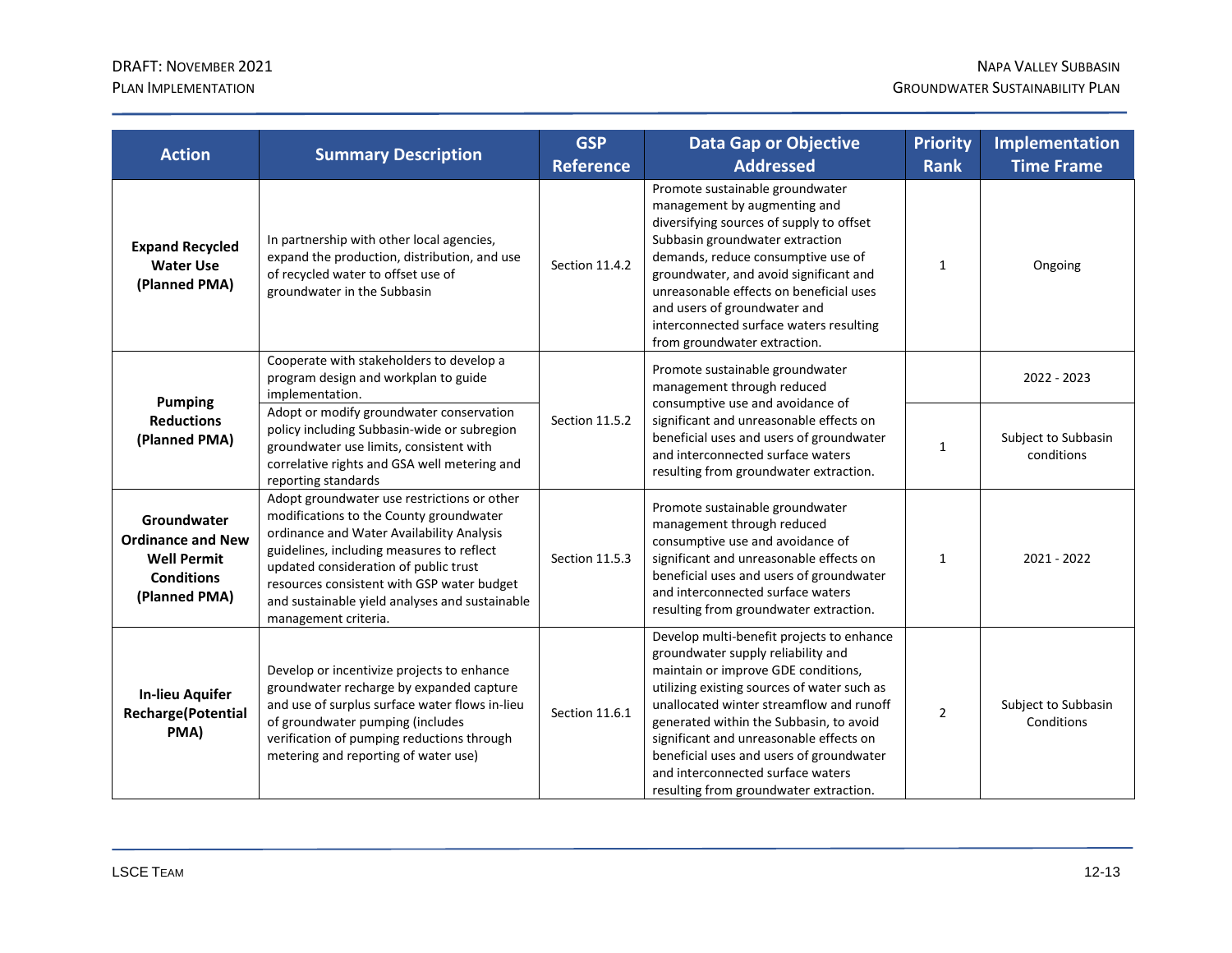| Action | Summary Description | GSP Reference | Data Gap or Objective Addressed | Priority Rank | Implementation Time Frame |
|---|---|---|---|---|---|
| **Expand Recycled Water Use (Planned PMA)** | In partnership with other local agencies, expand the production, distribution, and use of recycled water to offset use of groundwater in the Subbasin | Section 11.4.2 | Promote sustainable groundwater management by augmenting and diversifying sources of supply to offset Subbasin groundwater extraction demands, reduce consumptive use of groundwater, and avoid significant and unreasonable effects on beneficial uses and users of groundwater and interconnected surface waters resulting from groundwater extraction. | 1 | Ongoing |
| **Pumping Reductions (Planned PMA)** | Cooperate with stakeholders to develop a program design and workplan to guide implementation. | Section 11.5.2 | Promote sustainable groundwater management through reduced consumptive use and avoidance of significant and unreasonable effects on beneficial uses and users of groundwater and interconnected surface waters resulting from groundwater extraction. | | 2022 - 2023 |
| | Adopt or modify groundwater conservation policy including Subbasin-wide or subregion groundwater use limits, consistent with correlative rights and GSA well metering and reporting standards | | | 1 | Subject to Subbasin conditions |
| **Groundwater Ordinance and New Well Permit Conditions (Planned PMA)** | Adopt groundwater use restrictions or other modifications to the County groundwater ordinance and Water Availability Analysis guidelines, including measures to reflect updated consideration of public trust resources consistent with GSP water budget and sustainable yield analyses and sustainable management criteria. | Section 11.5.3 | Promote sustainable groundwater management through reduced consumptive use and avoidance of significant and unreasonable effects on beneficial uses and users of groundwater and interconnected surface waters resulting from groundwater extraction. | 1 | 2021 - 2022 |
| **In-lieu Aquifer Recharge(Potential PMA)** | Develop or incentivize projects to enhance groundwater recharge by expanded capture and use of surplus surface water flows in-lieu of groundwater pumping (includes verification of pumping reductions through metering and reporting of water use) | Section 11.6.1 | Develop multi-benefit projects to enhance groundwater supply reliability and maintain or improve GDE conditions, utilizing existing sources of water such as unallocated winter streamflow and runoff generated within the Subbasin, to avoid significant and unreasonable effects on beneficial uses and users of groundwater and interconnected surface waters resulting from groundwater extraction. | 2 | Subject to Subbasin Conditions |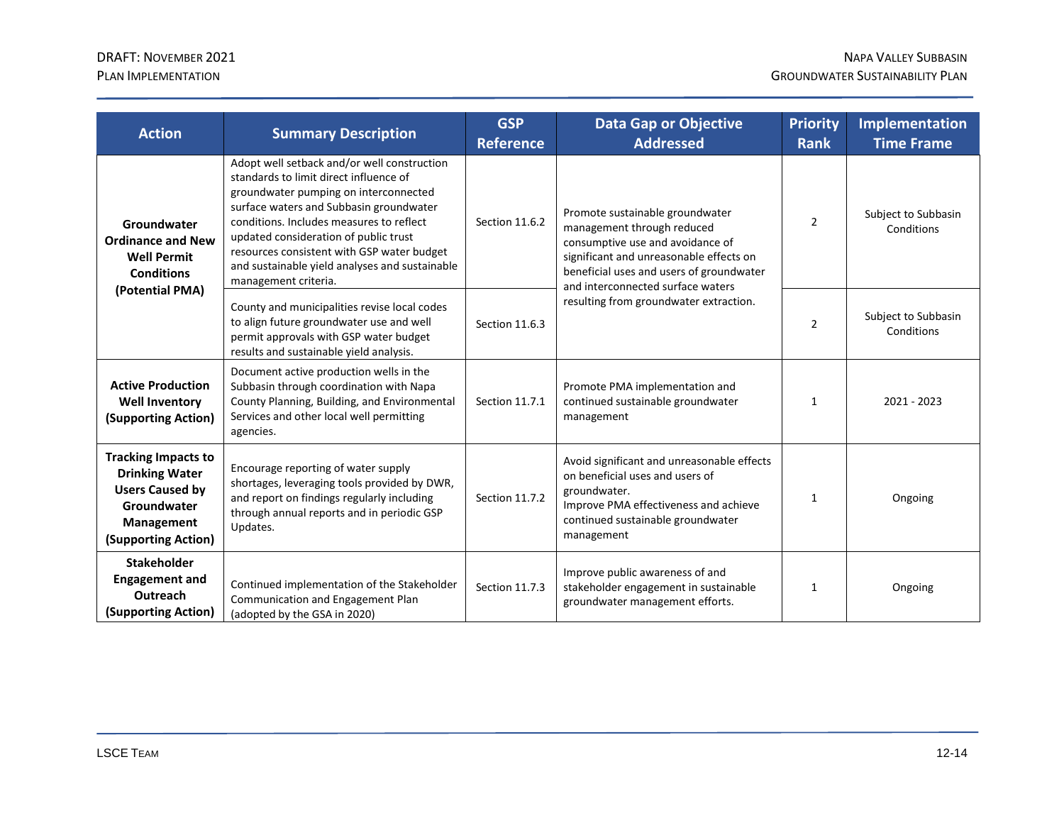| Action | Summary Description | GSP Reference | Data Gap or Objective Addressed | Priority Rank | Implementation Time Frame |
|---|---|---|---|---|---|
| **Groundwater Ordinance and New Well Permit Conditions (Potential PMA)** | Adopt well setback and/or well construction standards to limit direct influence of groundwater pumping on interconnected surface waters and Subbasin groundwater conditions. Includes measures to reflect updated consideration of public trust resources consistent with GSP water budget and sustainable yield analyses and sustainable management criteria. | Section 11.6.2 | Promote sustainable groundwater management through reduced consumptive use and avoidance of significant and unreasonable effects on beneficial uses and users of groundwater and interconnected surface waters resulting from groundwater extraction. | 2 | Subject to Subbasin Conditions |
| | County and municipalities revise local codes to align future groundwater use and well permit approvals with GSP water budget results and sustainable yield analysis. | Section 11.6.3 | | 2 | Subject to Subbasin Conditions |
| **Active Production Well Inventory (Supporting Action)** | Document active production wells in the Subbasin through coordination with Napa County Planning, Building, and Environmental Services and other local well permitting agencies. | Section 11.7.1 | Promote PMA implementation and continued sustainable groundwater management | 1 | 2021 - 2023 |
| **Tracking Impacts to Drinking Water Users Caused by Groundwater Management (Supporting Action)** | Encourage reporting of water supply shortages, leveraging tools provided by DWR, and report on findings regularly including through annual reports and in periodic GSP Updates. | Section 11.7.2 | Avoid significant and unreasonable effects on beneficial uses and users of groundwater.<br>Improve PMA effectiveness and achieve continued sustainable groundwater management | 1 | Ongoing |
| **Stakeholder Engagement and Outreach (Supporting Action)** | Continued implementation of the Stakeholder Communication and Engagement Plan (adopted by the GSA in 2020) | Section 11.7.3 | Improve public awareness of and stakeholder engagement in sustainable groundwater management efforts. | 1 | Ongoing |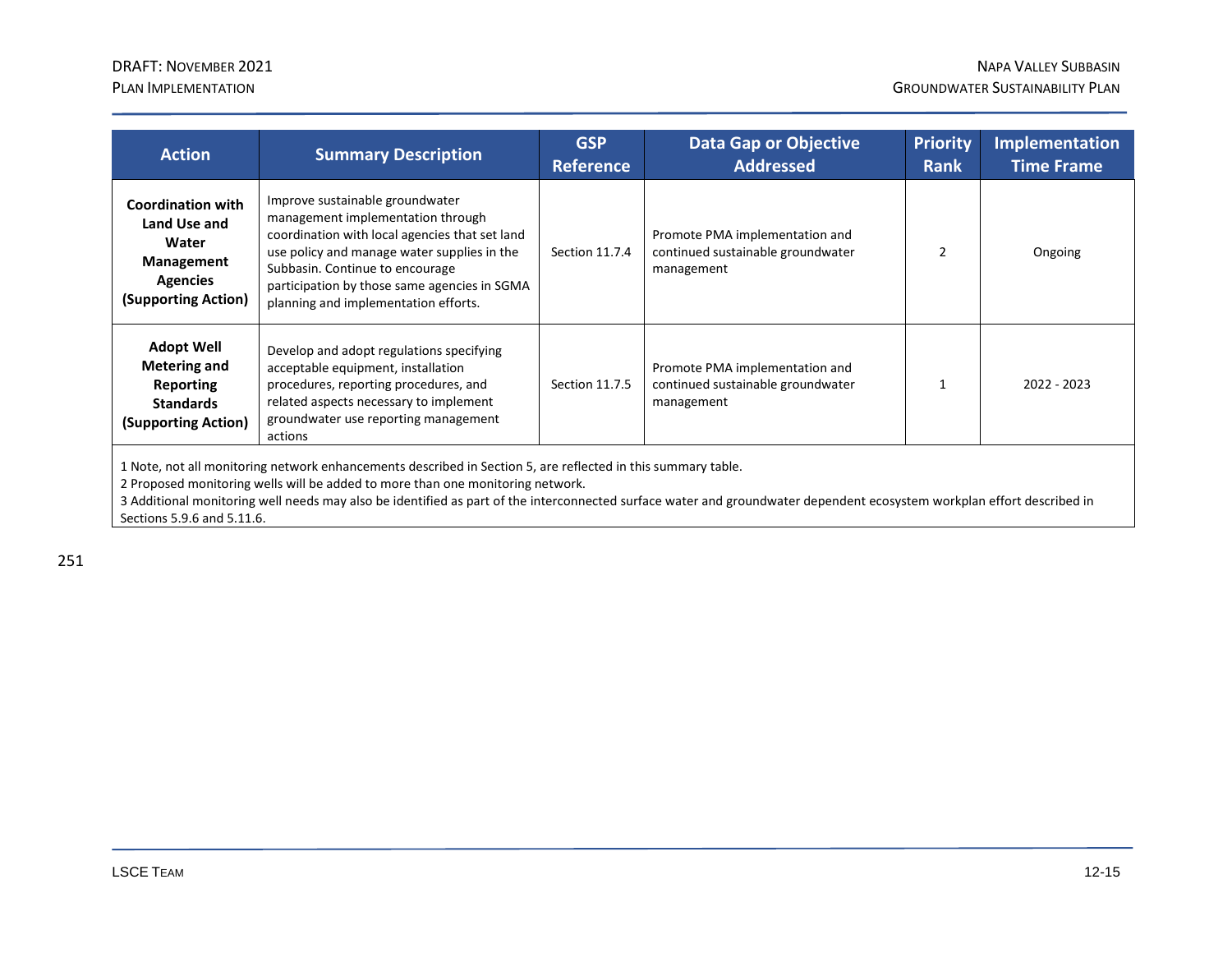| Action | Summary Description | GSP Reference | Data Gap or Objective Addressed | Priority Rank | Implementation Time Frame |
|---|---|---|---|---|---|
| **Coordination with Land Use and Water Management Agencies (Supporting Action)** | Improve sustainable groundwater management implementation through coordination with local agencies that set land use policy and manage water supplies in the Subbasin. Continue to encourage participation by those same agencies in SGMA planning and implementation efforts. | Section 11.7.4 | Promote PMA implementation and continued sustainable groundwater management | 2 | Ongoing |
| **Adopt Well Metering and Reporting Standards (Supporting Action)** | Develop and adopt regulations specifying acceptable equipment, installation procedures, reporting procedures, and related aspects necessary to implement groundwater use reporting management actions | Section 11.7.5 | Promote PMA implementation and continued sustainable groundwater management | 1 | 2022 - 2023 |

1 Note, not all monitoring network enhancements described in Section 5, are reflected in this summary table.
2 Proposed monitoring wells will be added to more than one monitoring network.
3 Additional monitoring well needs may also be identified as part of the interconnected surface water and groundwater dependent ecosystem workplan effort described in Sections 5.9.6 and 5.11.6.